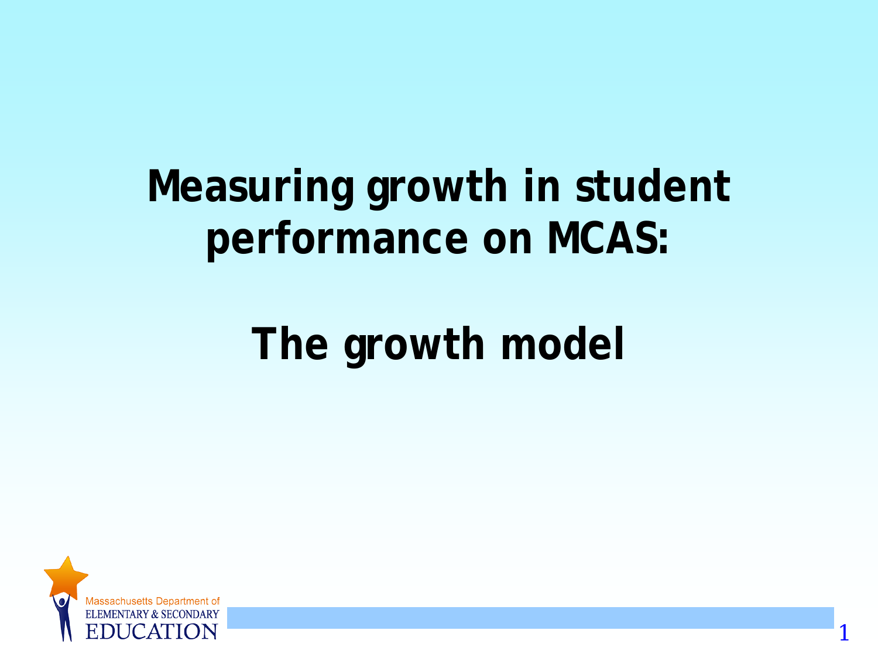# Measuring growth in student performance on MCAS:

# The growth model

Massachusetts Department of
ELEMENTARY & SECONDARY
EDUCATION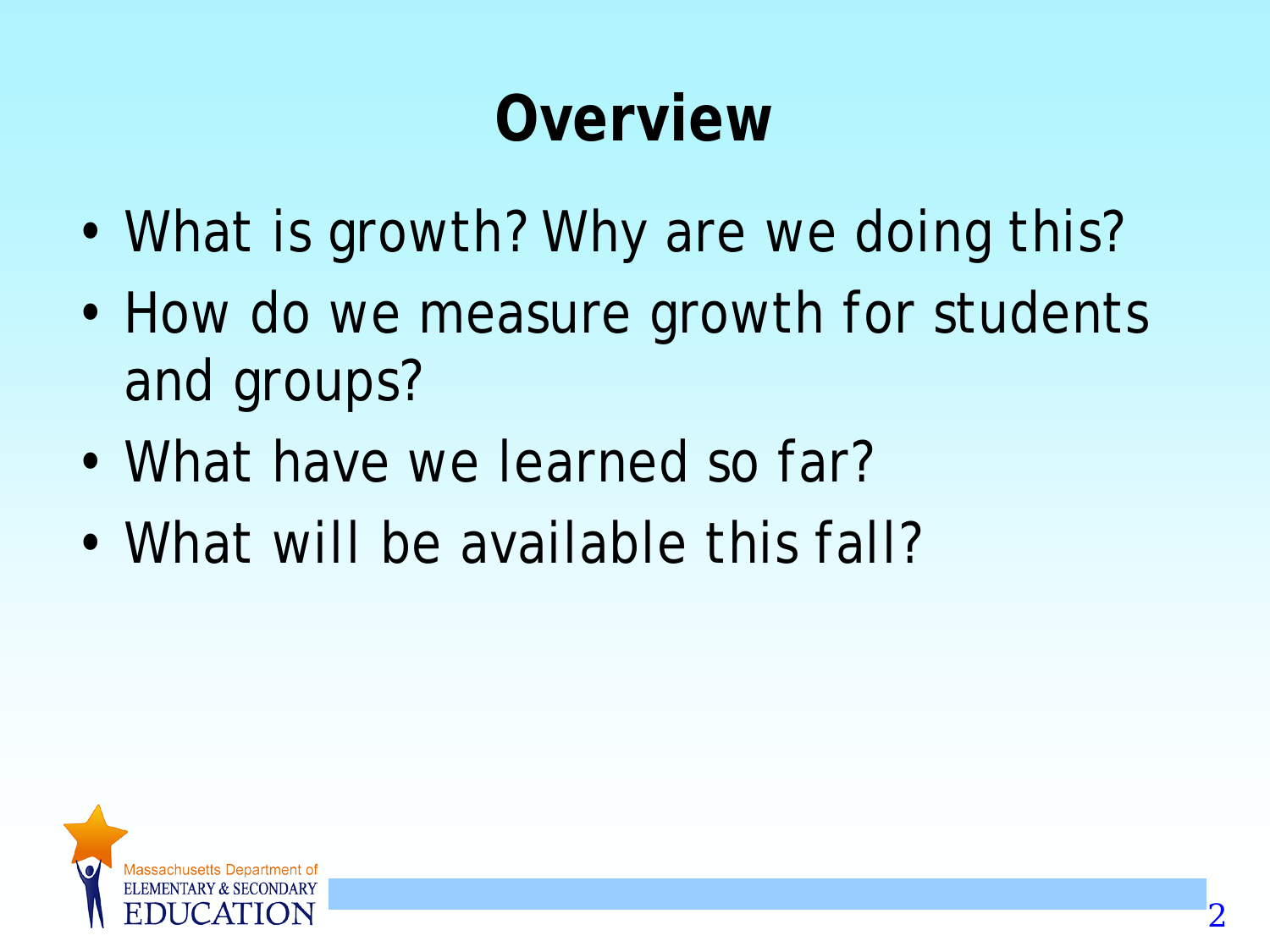# Overview

- What is growth? Why are we doing this?
- How do we measure growth for students and groups?
- What have we learned so far?
- What will be available this fall?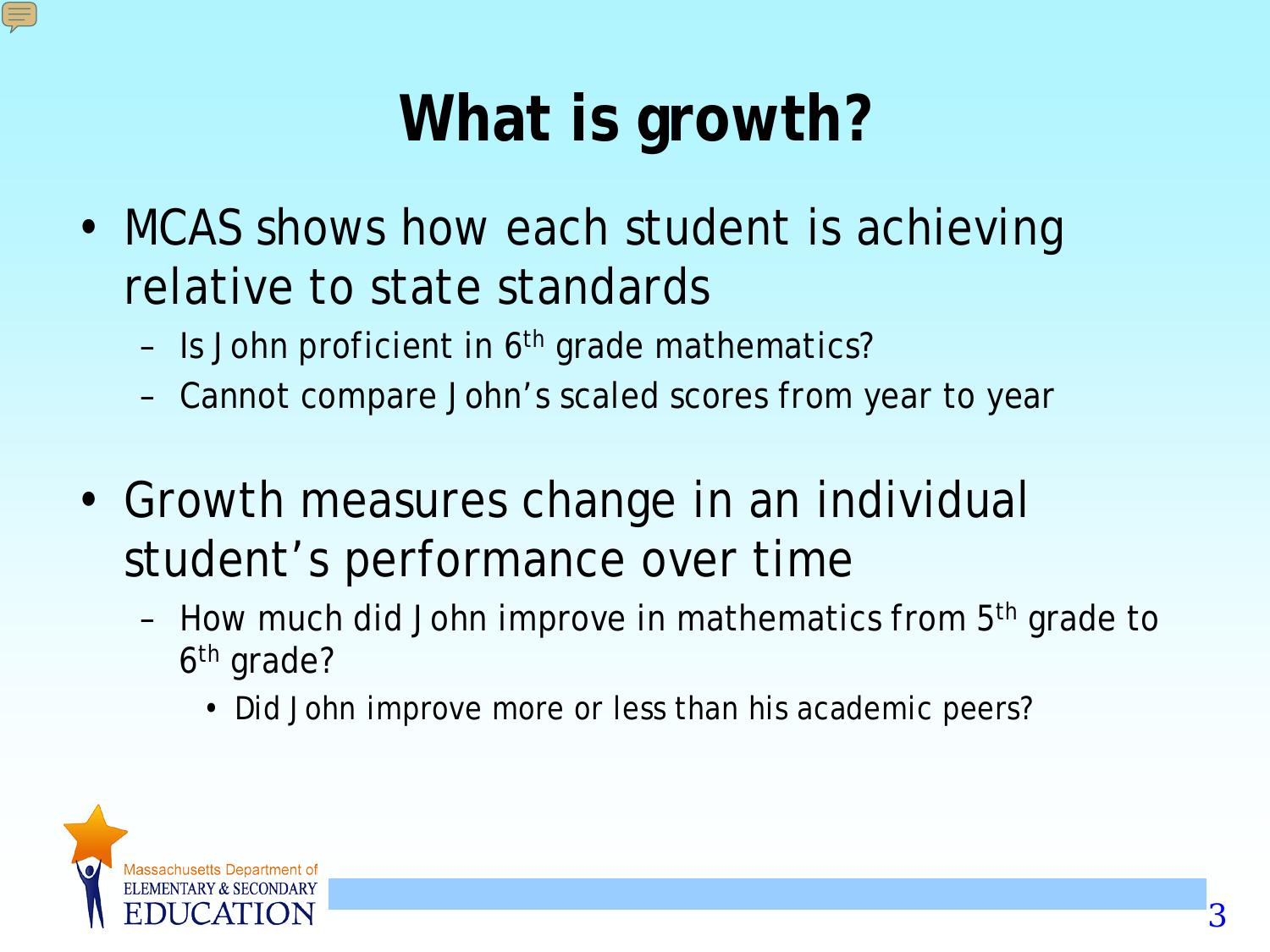# What is growth?

- MCAS shows how each student is achieving relative to state standards
  - Is John proficient in 6th grade mathematics?
  - Cannot compare John's scaled scores from year to year

- Growth measures change in an individual student's performance over time
  - How much did John improve in mathematics from 5th grade to 6th grade?
    - Did John improve more or less than his academic peers?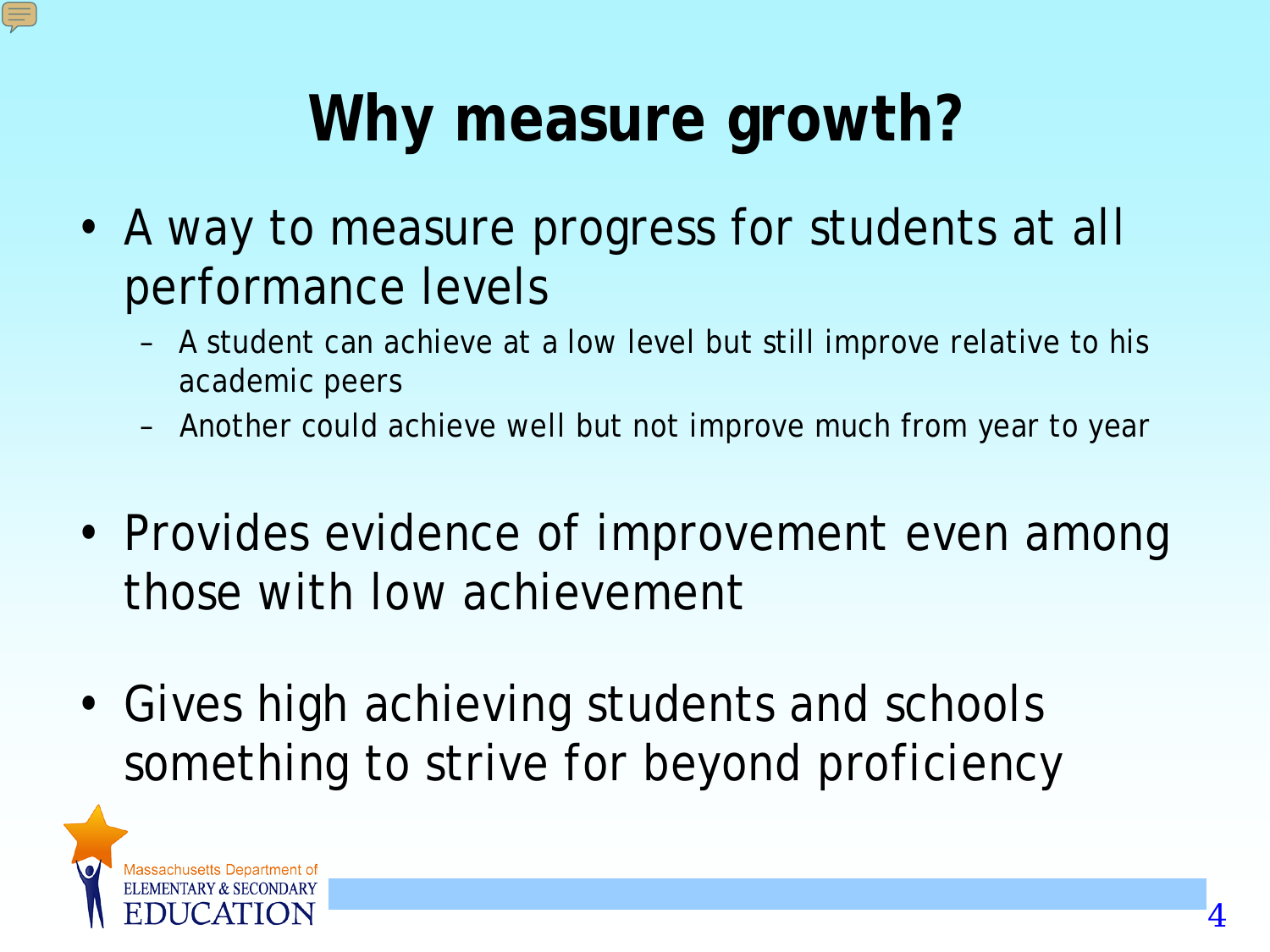# Why measure growth?

- A way to measure progress for students at all performance levels
  - A student can achieve at a low level but still improve relative to his academic peers
  - Another could achieve well but not improve much from year to year
- Provides evidence of improvement even among those with low achievement
- Gives high achieving students and schools something to strive for beyond proficiency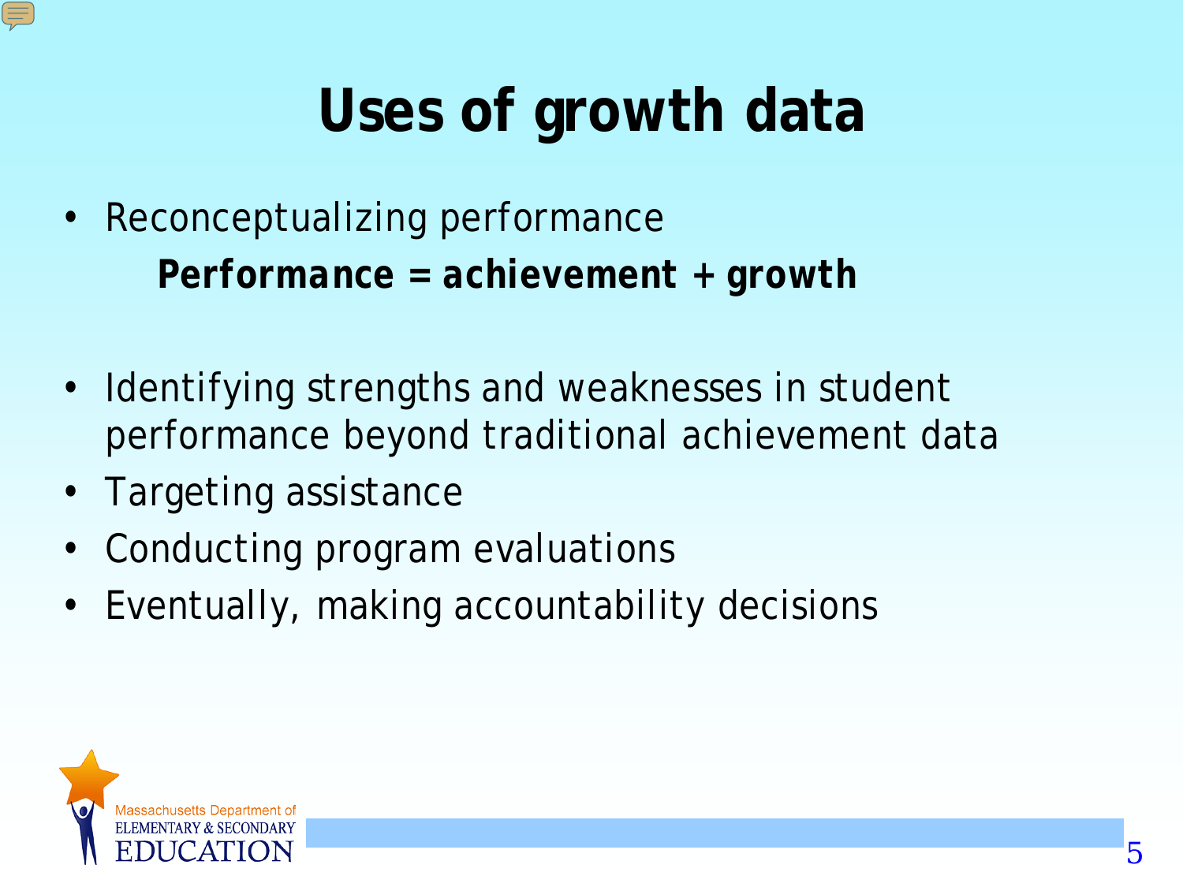# Uses of growth data

- Reconceptualizing performance

  **Performance = achievement + growth**

- Identifying strengths and weaknesses in student performance beyond traditional achievement data
- Targeting assistance
- Conducting program evaluations
- Eventually, making accountability decisions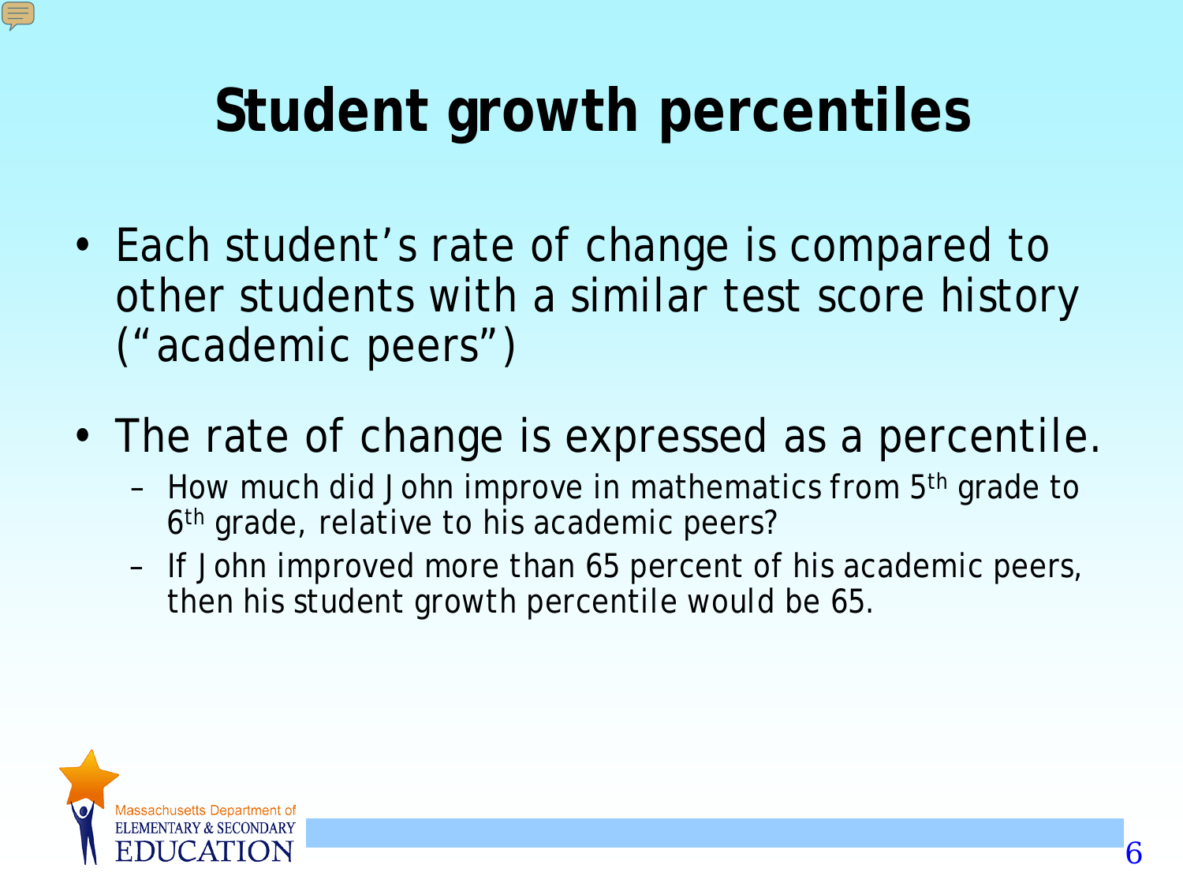# Student growth percentiles

- Each student’s rate of change is compared to other students with a similar test score history (“academic peers”)
- The rate of change is expressed as a percentile.
  - How much did John improve in mathematics from 5th grade to 6th grade, relative to his academic peers?
  - If John improved more than 65 percent of his academic peers, then his student growth percentile would be 65.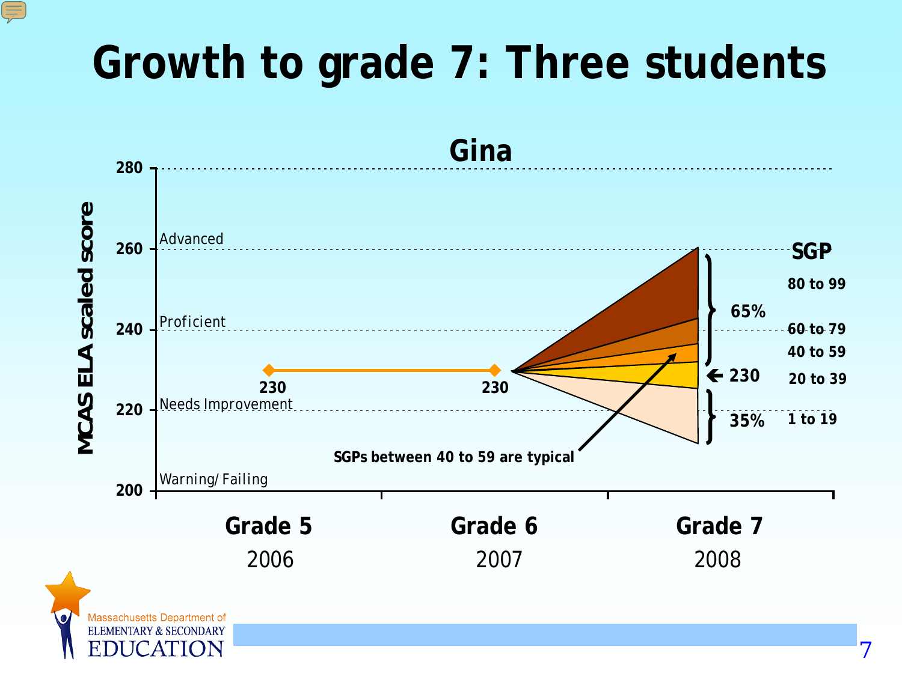# Growth to grade 7: Three students

## Gina

MCAS ELA scaled score

280

260 Advanced

240 Proficient

220 Needs Improvement

200 Warning/ Failing

230 — 230

SGP

80 to 99

60 to 79

40 to 59

20 to 39

1 to 19

65%

230

35%

SGPs between 40 to 59 are typical

Grade 5 2006 | Grade 6 2007 | Grade 7 2008

Massachusetts Department of ELEMENTARY & SECONDARY EDUCATION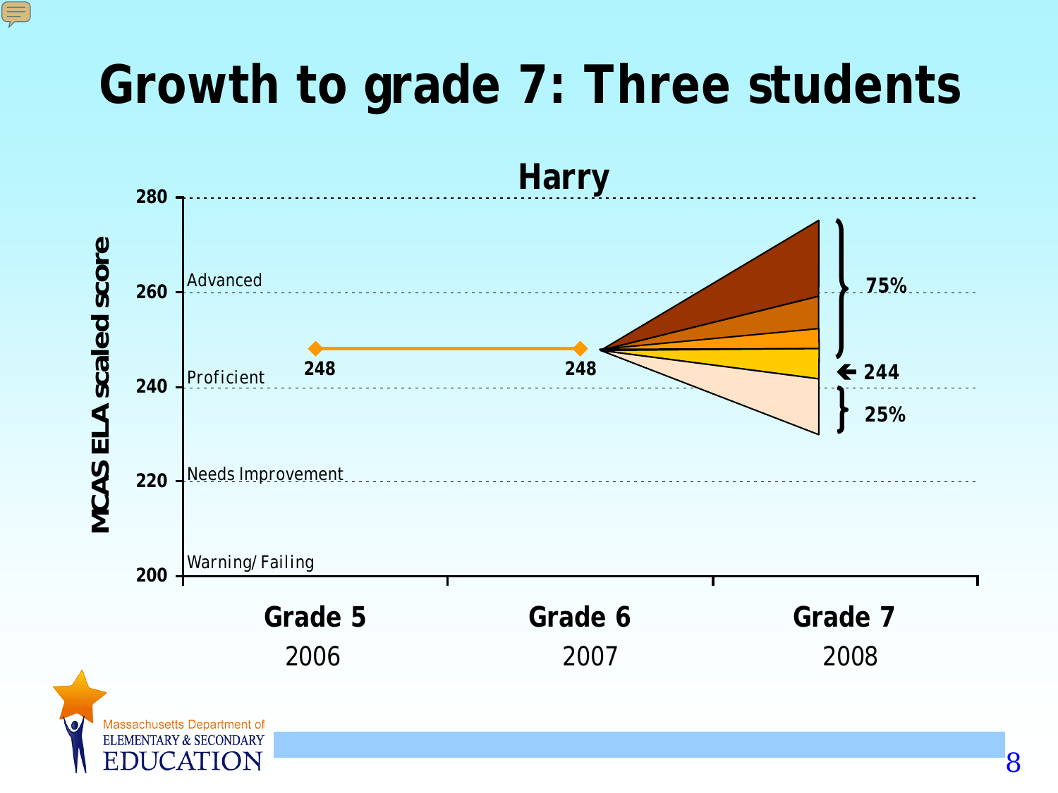# Growth to grade 7: Three students

## Harry

MCAS ELA scaled score

280

260 — Advanced

240 — Proficient

220 — Needs Improvement

200 — Warning/ Failing

248 — 248

75%

← 244

25%

| Grade 5 | Grade 6 | Grade 7 |
|---|---|---|
| 2006 | 2007 | 2008 |

Massachusetts Department of ELEMENTARY & SECONDARY EDUCATION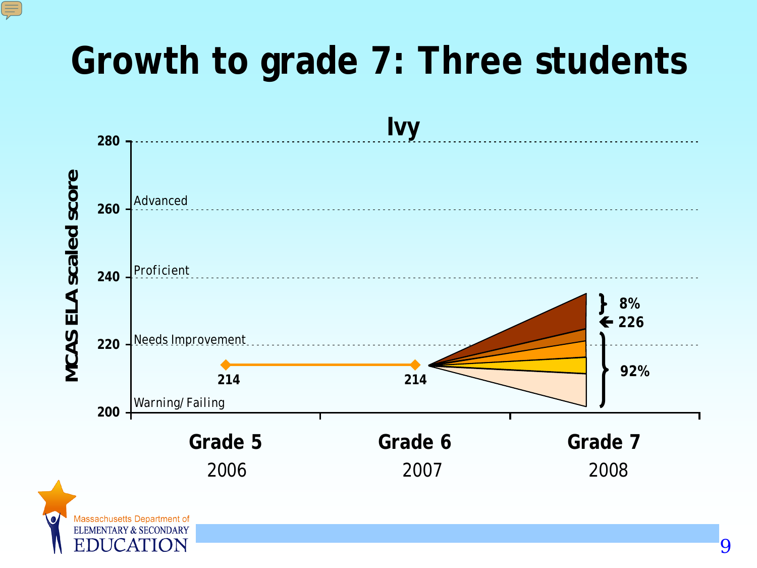# Growth to grade 7: Three students

**Ivy**

MCAS ELA scaled score

280

Advanced

260

Proficient

240

Needs Improvement

220

Warning/ Failing

200

214

214

8%

226

92%

**Grade 5**
2006

**Grade 6**
2007

**Grade 7**
2008

Massachusetts Department of
ELEMENTARY & SECONDARY
EDUCATION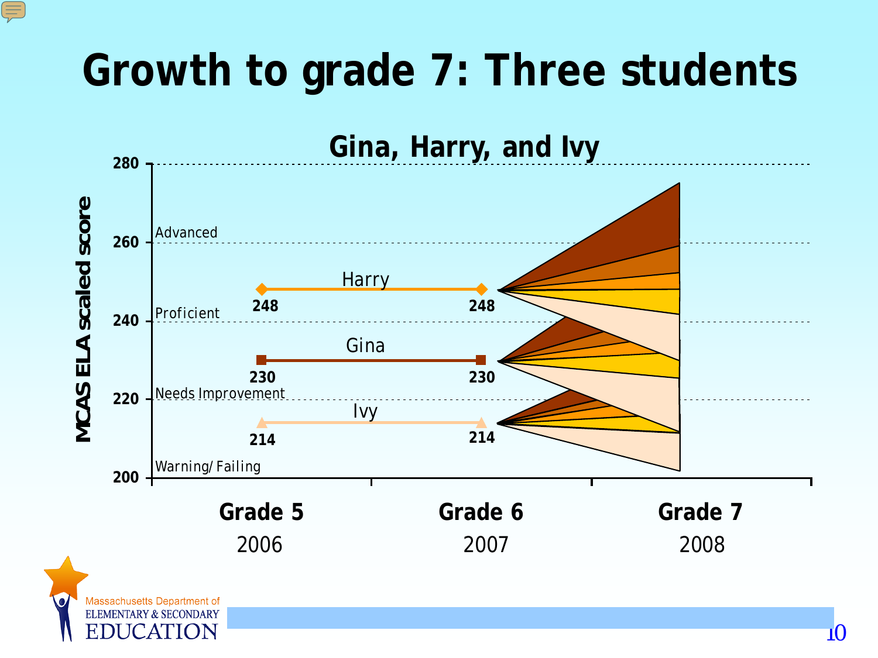# Growth to grade 7: Three students

## Gina, Harry, and Ivy

MCAS ELA scaled score

280

260 — Advanced

240 — Proficient

220 — Needs Improvement

200 — Warning/ Failing

| Student | Grade 5 (2006) | Grade 6 (2007) |
| --- | --- | --- |
| Harry | 248 | 248 |
| Gina | 230 | 230 |
| Ivy | 214 | 214 |

Grade 5 2006 · Grade 6 2007 · Grade 7 2008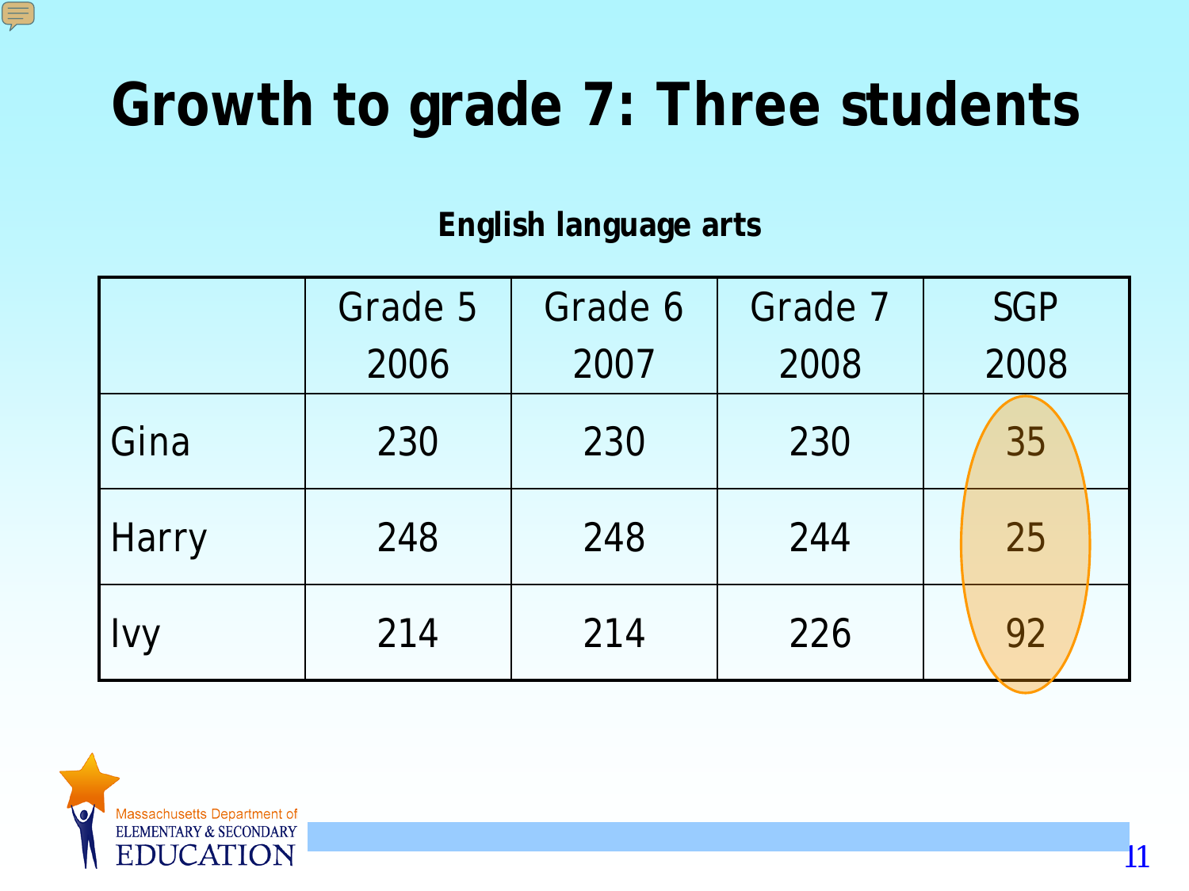# Growth to grade 7: Three students

**English language arts**

| | Grade 5 2006 | Grade 6 2007 | Grade 7 2008 | SGP 2008 |
|---|---|---|---|---|
| Gina | 230 | 230 | 230 | 35 |
| Harry | 248 | 248 | 244 | 25 |
| Ivy | 214 | 214 | 226 | 92 |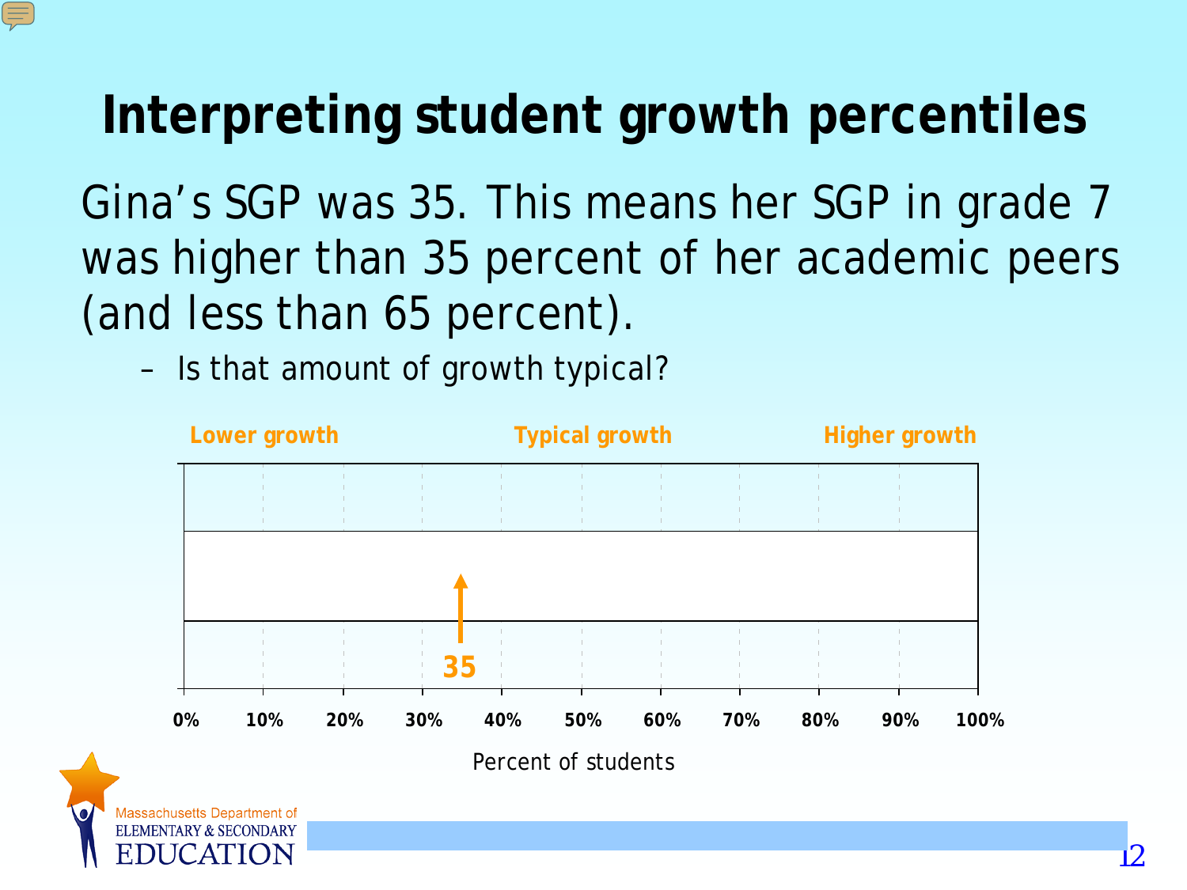# Interpreting student growth percentiles

Gina's SGP was 35. This means her SGP in grade 7 was higher than 35 percent of her academic peers (and less than 65 percent).

- Is that amount of growth typical?

**Lower growth** **Typical growth** **Higher growth**

35

0% 10% 20% 30% 40% 50% 60% 70% 80% 90% 100%

Percent of students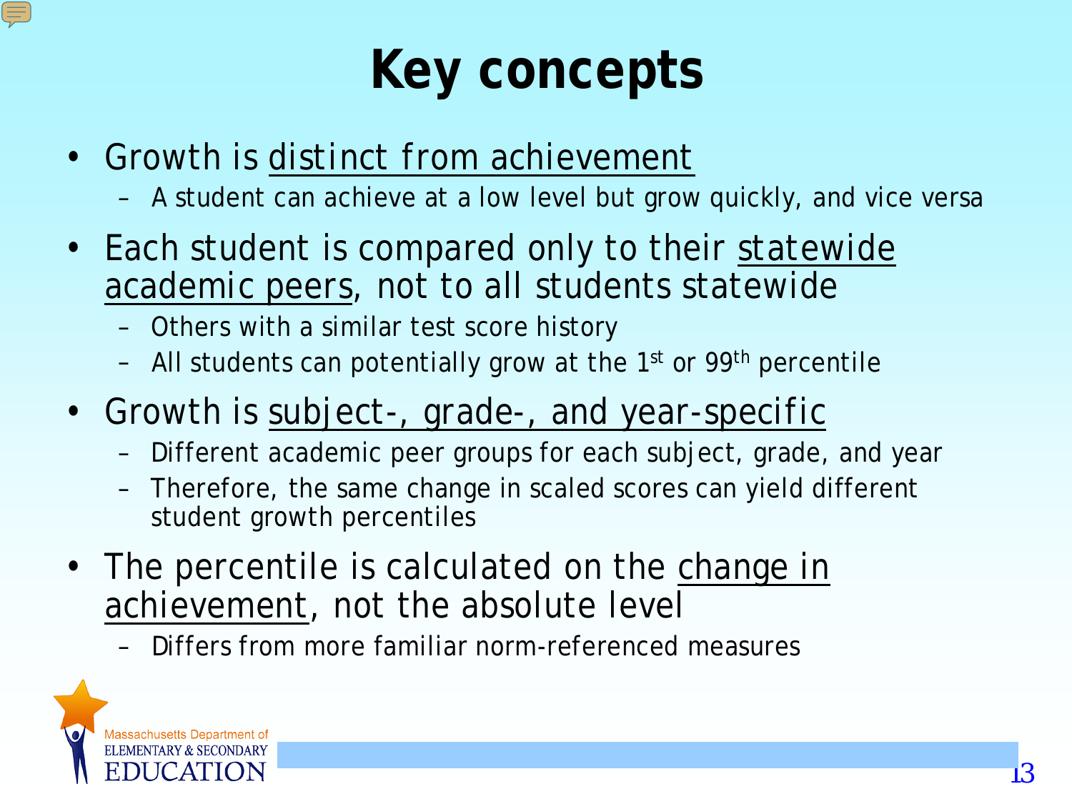# Key concepts

- Growth is distinct from achievement
  - A student can achieve at a low level but grow quickly, and vice versa
- Each student is compared only to their statewide academic peers, not to all students statewide
  - Others with a similar test score history
  - All students can potentially grow at the 1st or 99th percentile
- Growth is subject-, grade-, and year-specific
  - Different academic peer groups for each subject, grade, and year
  - Therefore, the same change in scaled scores can yield different student growth percentiles
- The percentile is calculated on the change in achievement, not the absolute level
  - Differs from more familiar norm-referenced measures

Massachusetts Department of ELEMENTARY & SECONDARY EDUCATION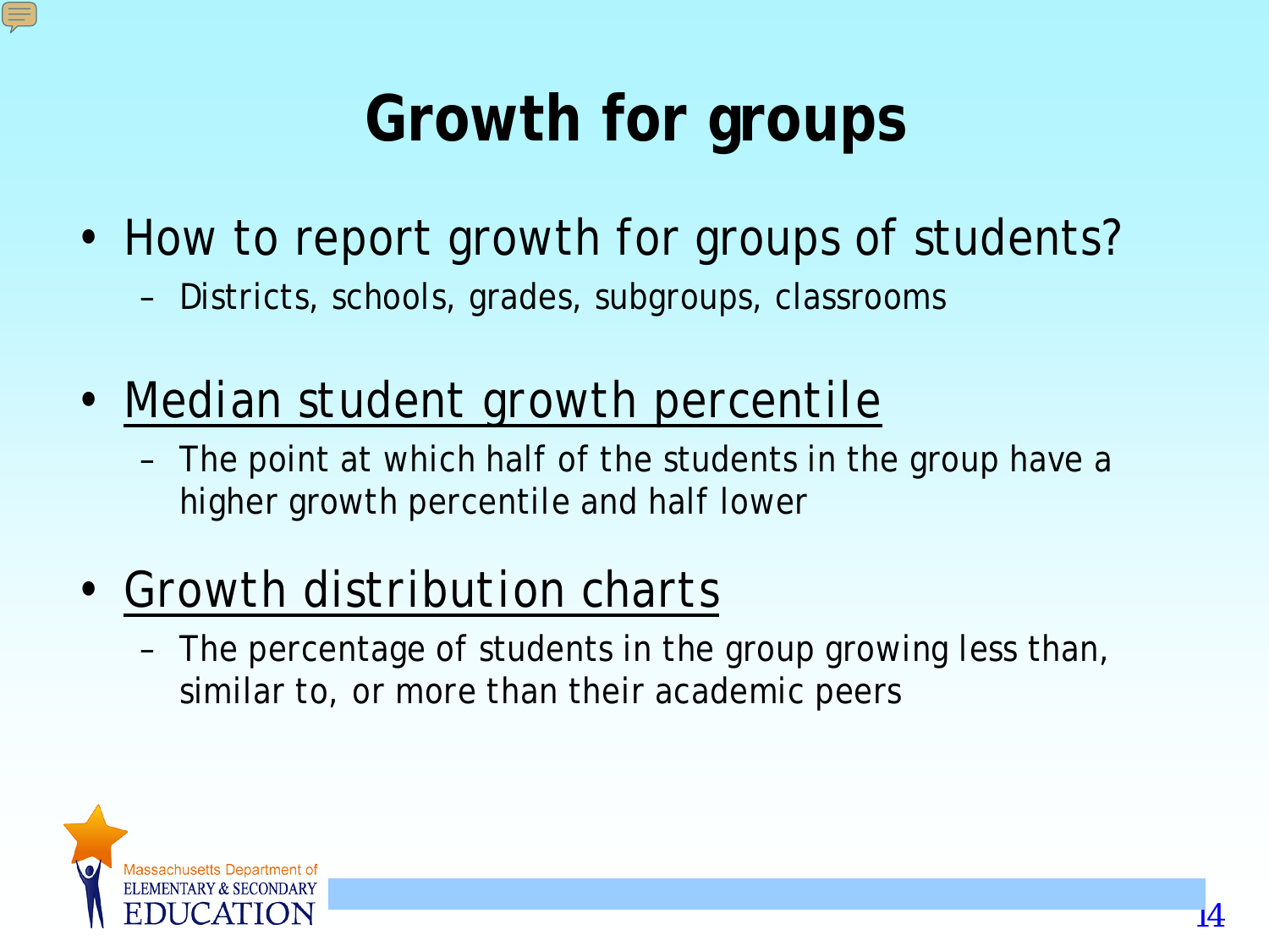# Growth for groups

- How to report growth for groups of students?
  - Districts, schools, grades, subgroups, classrooms
- Median student growth percentile
  - The point at which half of the students in the group have a higher growth percentile and half lower
- Growth distribution charts
  - The percentage of students in the group growing less than, similar to, or more than their academic peers

Massachusetts Department of ELEMENTARY & SECONDARY EDUCATION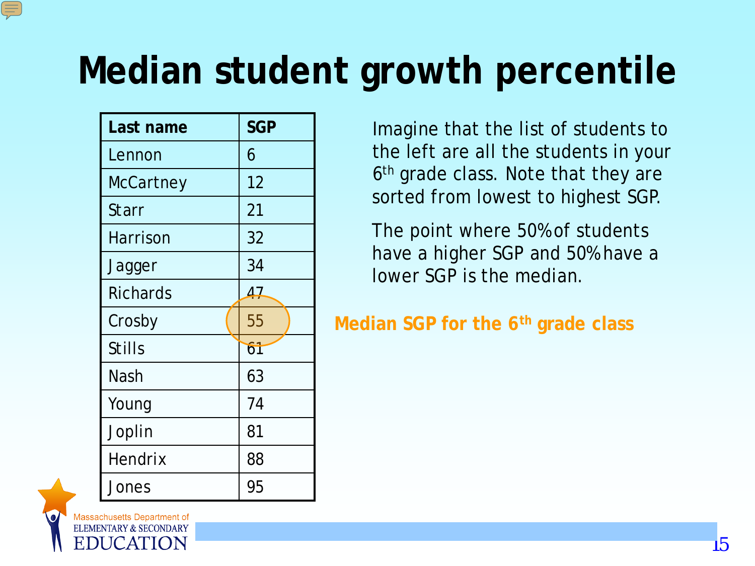# Median student growth percentile

| Last name | SGP |
|---|---|
| Lennon | 6 |
| McCartney | 12 |
| Starr | 21 |
| Harrison | 32 |
| Jagger | 34 |
| Richards | 47 |
| Crosby | 55 |
| Stills | 61 |
| Nash | 63 |
| Young | 74 |
| Joplin | 81 |
| Hendrix | 88 |
| Jones | 95 |

Imagine that the list of students to the left are all the students in your 6th grade class. Note that they are sorted from lowest to highest SGP.

The point where 50% of students have a higher SGP and 50% have a lower SGP is the median.

**Median SGP for the 6th grade class**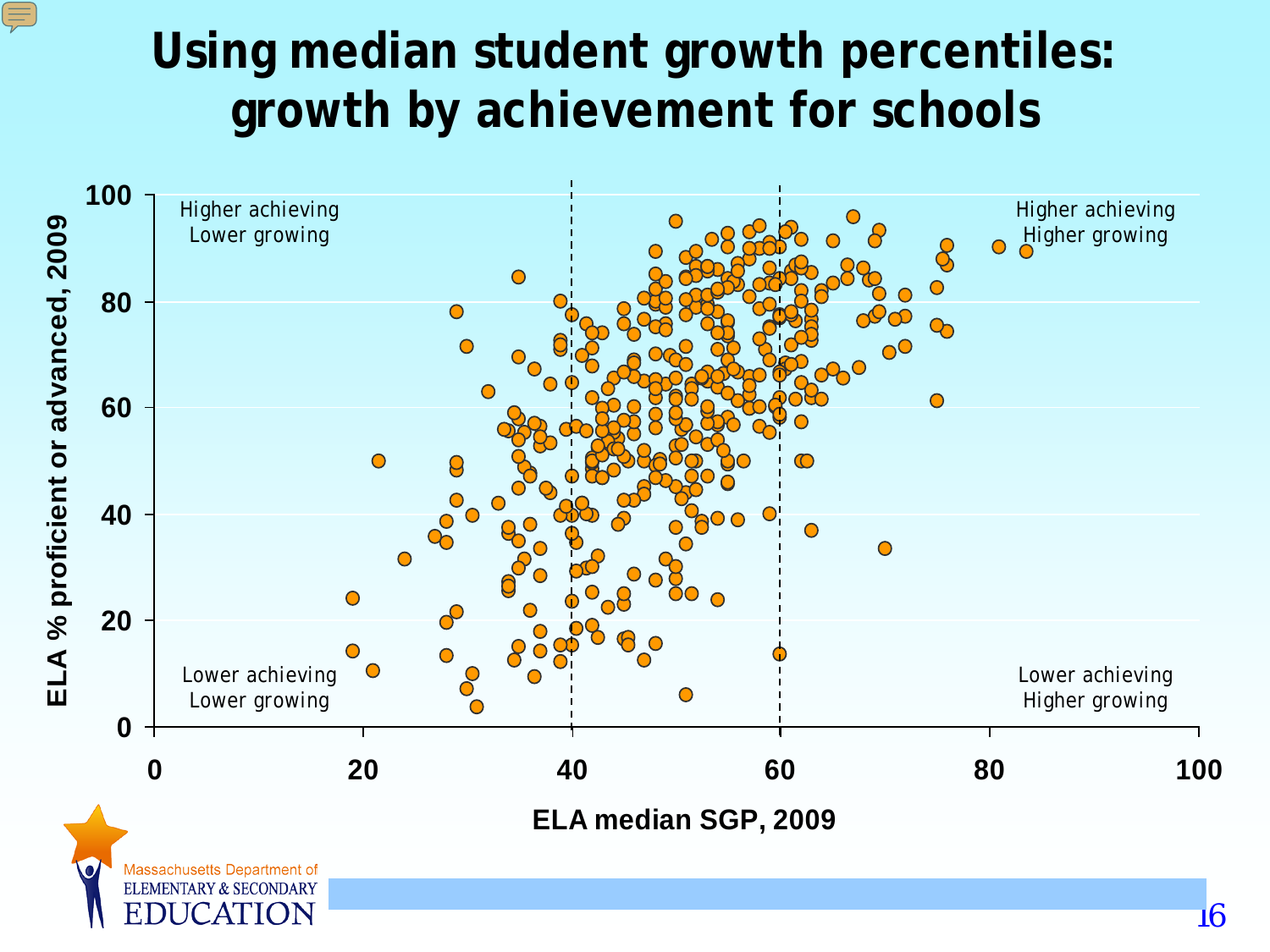# Using median student growth percentiles: growth by achievement for schools

Higher achieving
Lower growing

Higher achieving
Higher growing

Lower achieving
Lower growing

Lower achieving
Higher growing

ELA % proficient or advanced, 2009

ELA median SGP, 2009

0 20 40 60 80 100

0 20 40 60 80 100

Massachusetts Department of
ELEMENTARY & SECONDARY
EDUCATION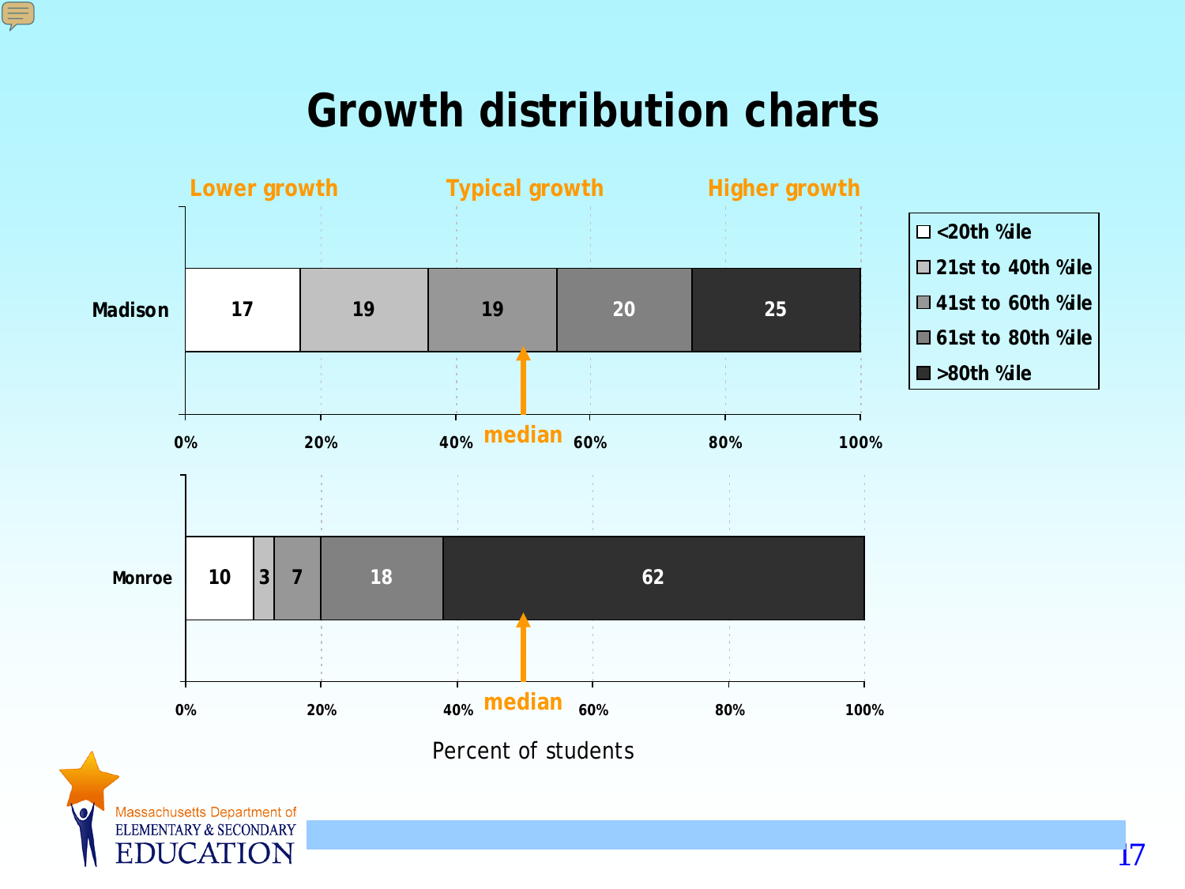# Growth distribution charts

Lower growth | Typical growth | Higher growth

| School | <20th %ile | 21st to 40th %ile | 41st to 60th %ile | 61st to 80th %ile | >80th %ile |
|---|---|---|---|---|---|
| Madison | 17 | 19 | 19 | 20 | 25 |
| Monroe | 10 | 3 | 7 | 18 | 62 |

median

Percent of students

Massachusetts Department of ELEMENTARY & SECONDARY EDUCATION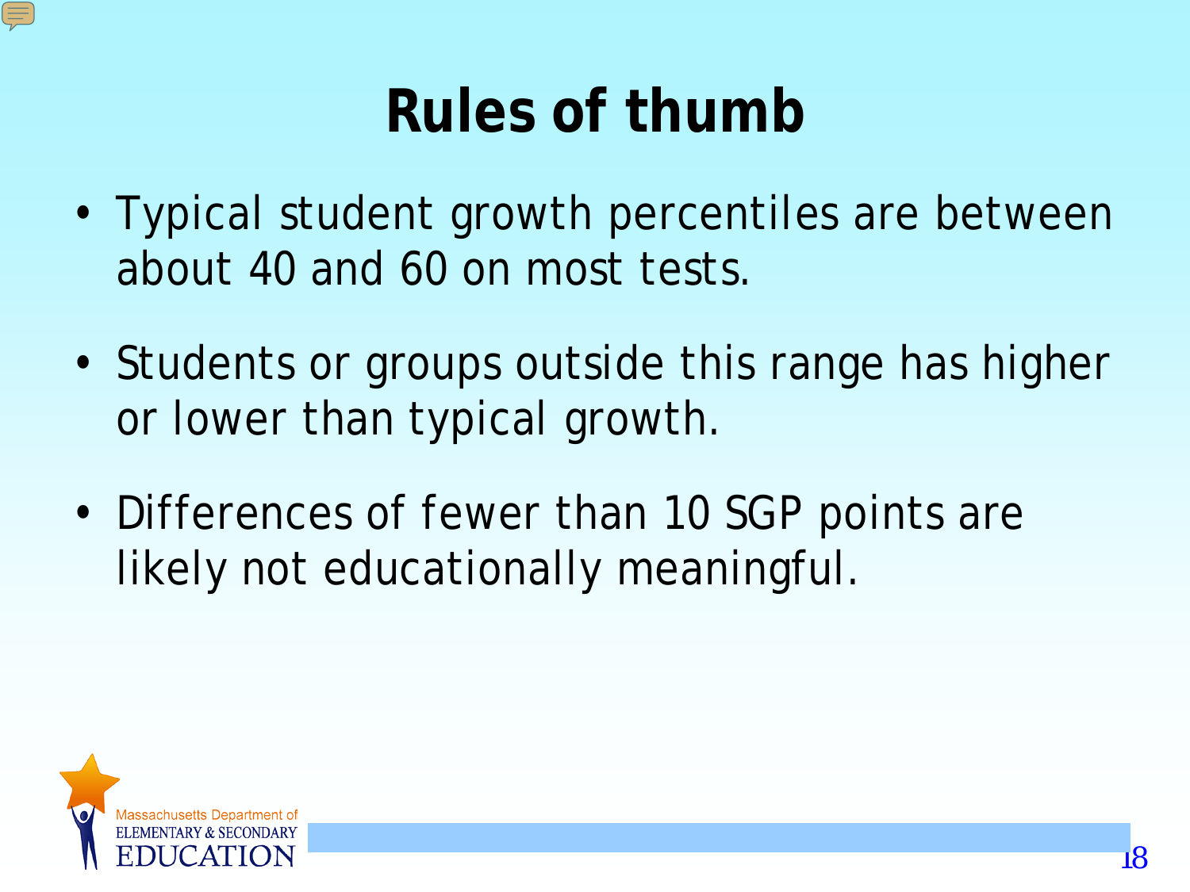# Rules of thumb

- Typical student growth percentiles are between about 40 and 60 on most tests.
- Students or groups outside this range has higher or lower than typical growth.
- Differences of fewer than 10 SGP points are likely not educationally meaningful.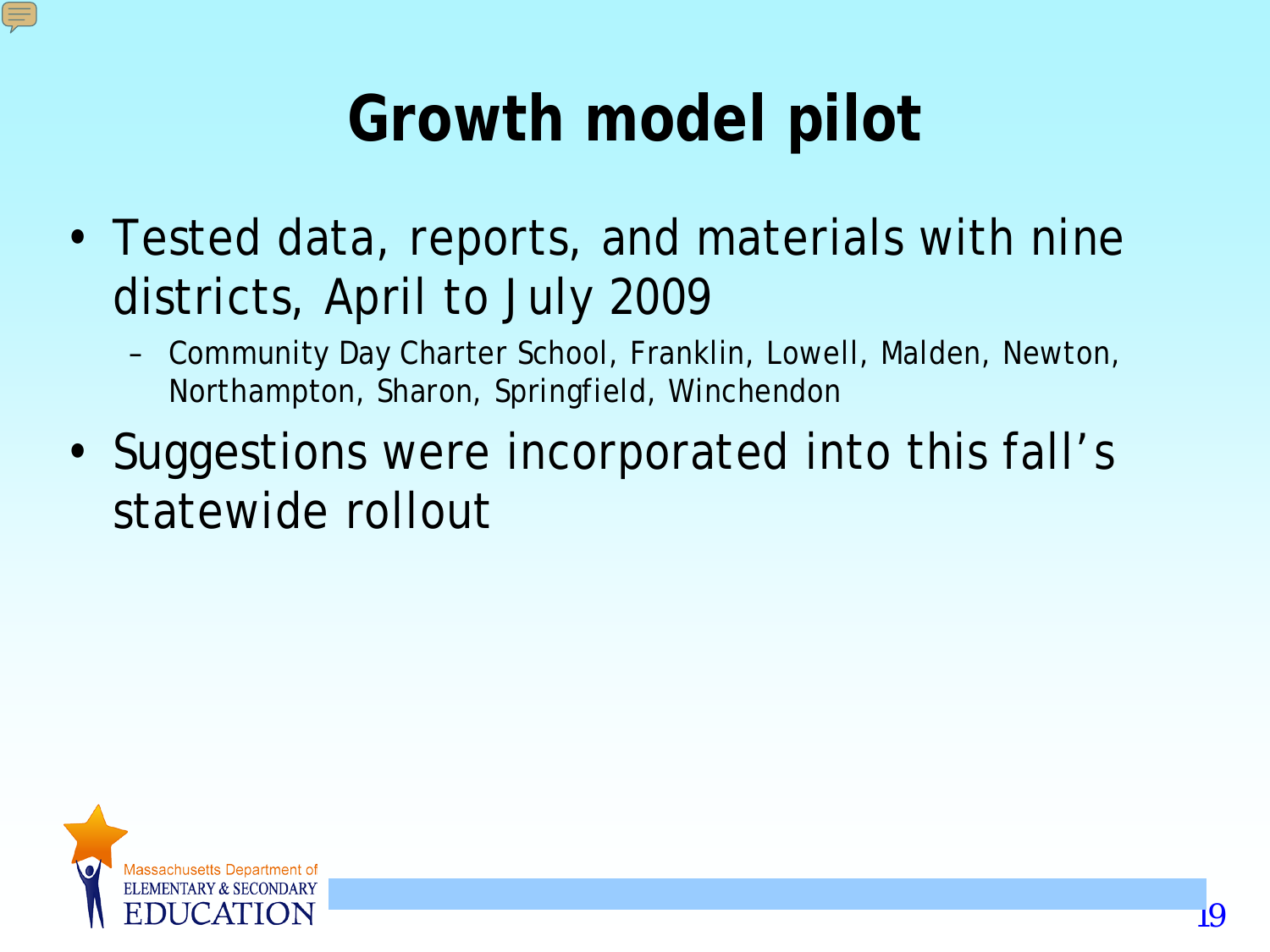# Growth model pilot

- Tested data, reports, and materials with nine districts, April to July 2009
  - Community Day Charter School, Franklin, Lowell, Malden, Newton, Northampton, Sharon, Springfield, Winchendon
- Suggestions were incorporated into this fall's statewide rollout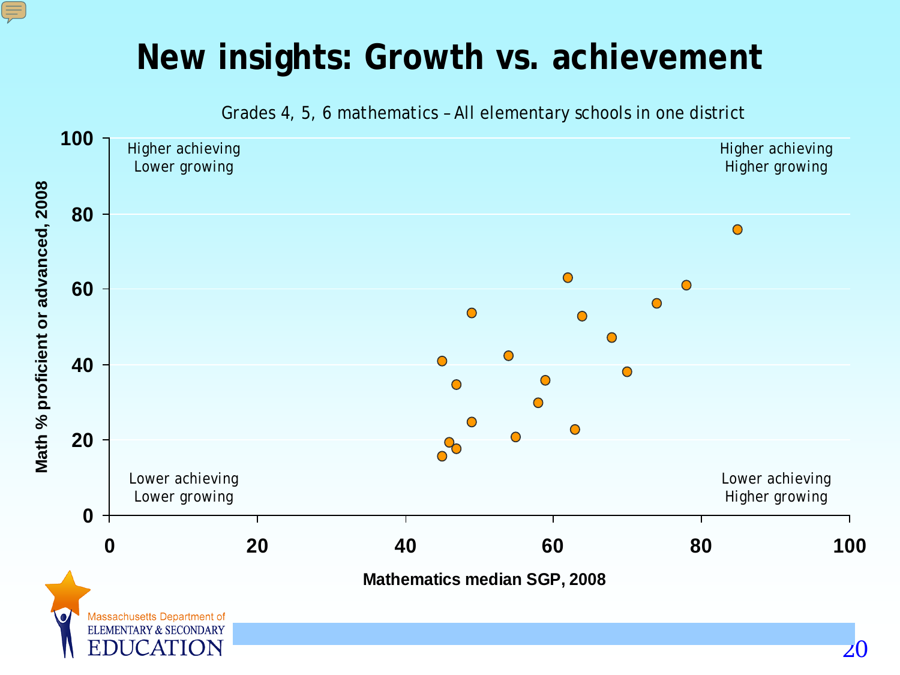# New insights: Growth vs. achievement

Grades 4, 5, 6 mathematics – All elementary schools in one district

Higher achieving
Lower growing

Higher achieving
Higher growing

Lower achieving
Lower growing

Lower achieving
Higher growing

Math % proficient or advanced, 2008

Mathematics median SGP, 2008

0 20 40 60 80 100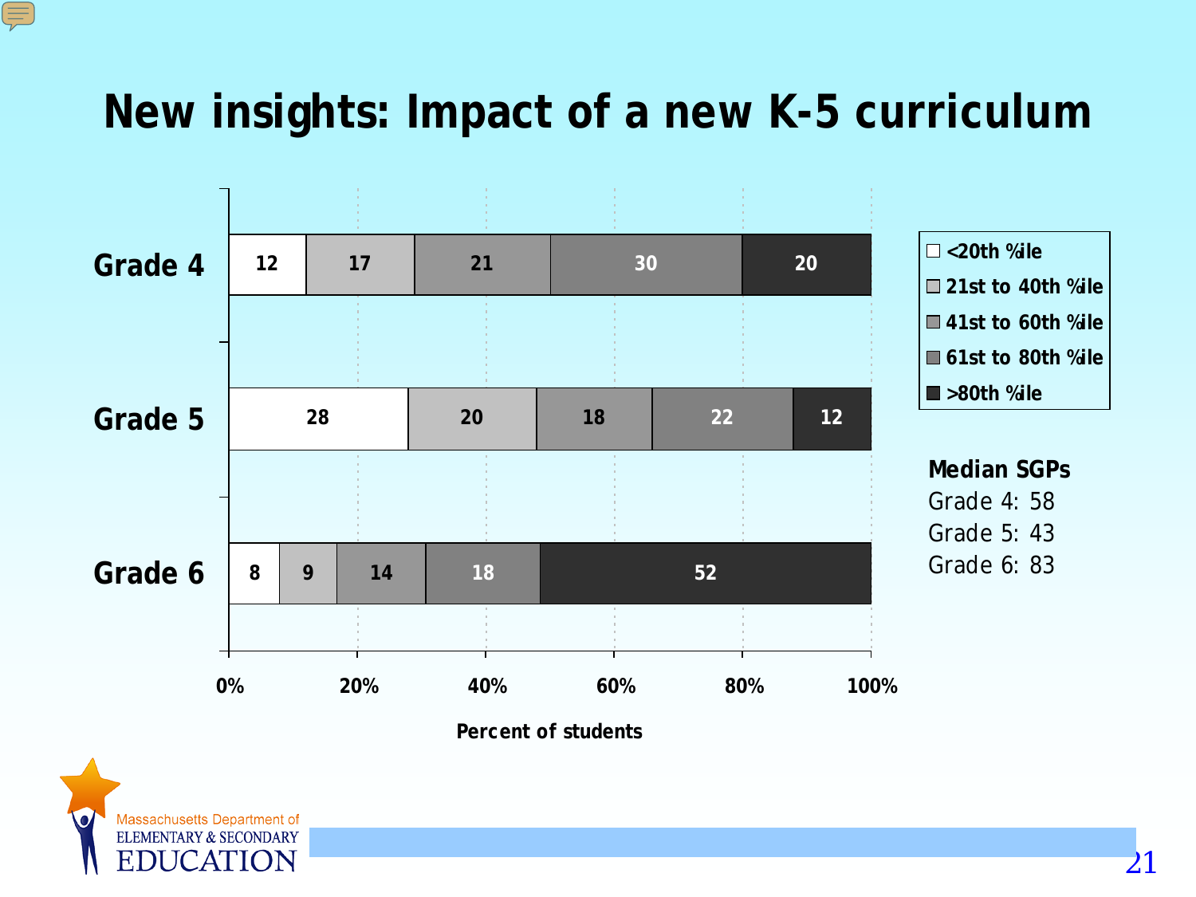# New insights: Impact of a new K-5 curriculum

| | <20th %ile | 21st to 40th %ile | 41st to 60th %ile | 61st to 80th %ile | >80th %ile |
|---|---|---|---|---|---|
| Grade 4 | 12 | 17 | 21 | 30 | 20 |
| Grade 5 | 28 | 20 | 18 | 22 | 12 |
| Grade 6 | 8 | 9 | 14 | 18 | 52 |

Percent of students

**Median SGPs**

Grade 4: 58

Grade 5: 43

Grade 6: 83

Massachusetts Department of ELEMENTARY & SECONDARY EDUCATION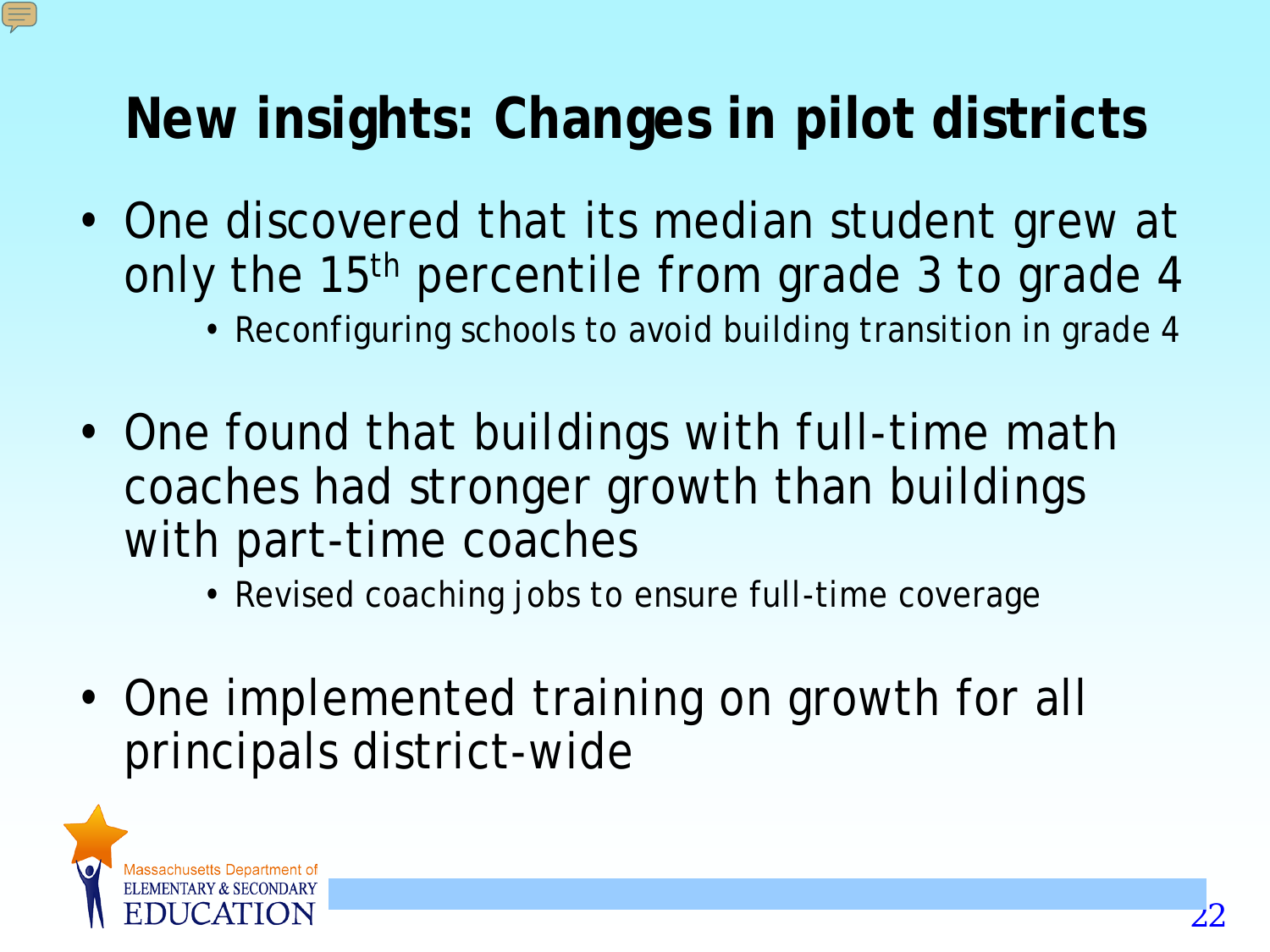# New insights: Changes in pilot districts

- One discovered that its median student grew at only the 15th percentile from grade 3 to grade 4
  - Reconfiguring schools to avoid building transition in grade 4
- One found that buildings with full-time math coaches had stronger growth than buildings with part-time coaches
  - Revised coaching jobs to ensure full-time coverage
- One implemented training on growth for all principals district-wide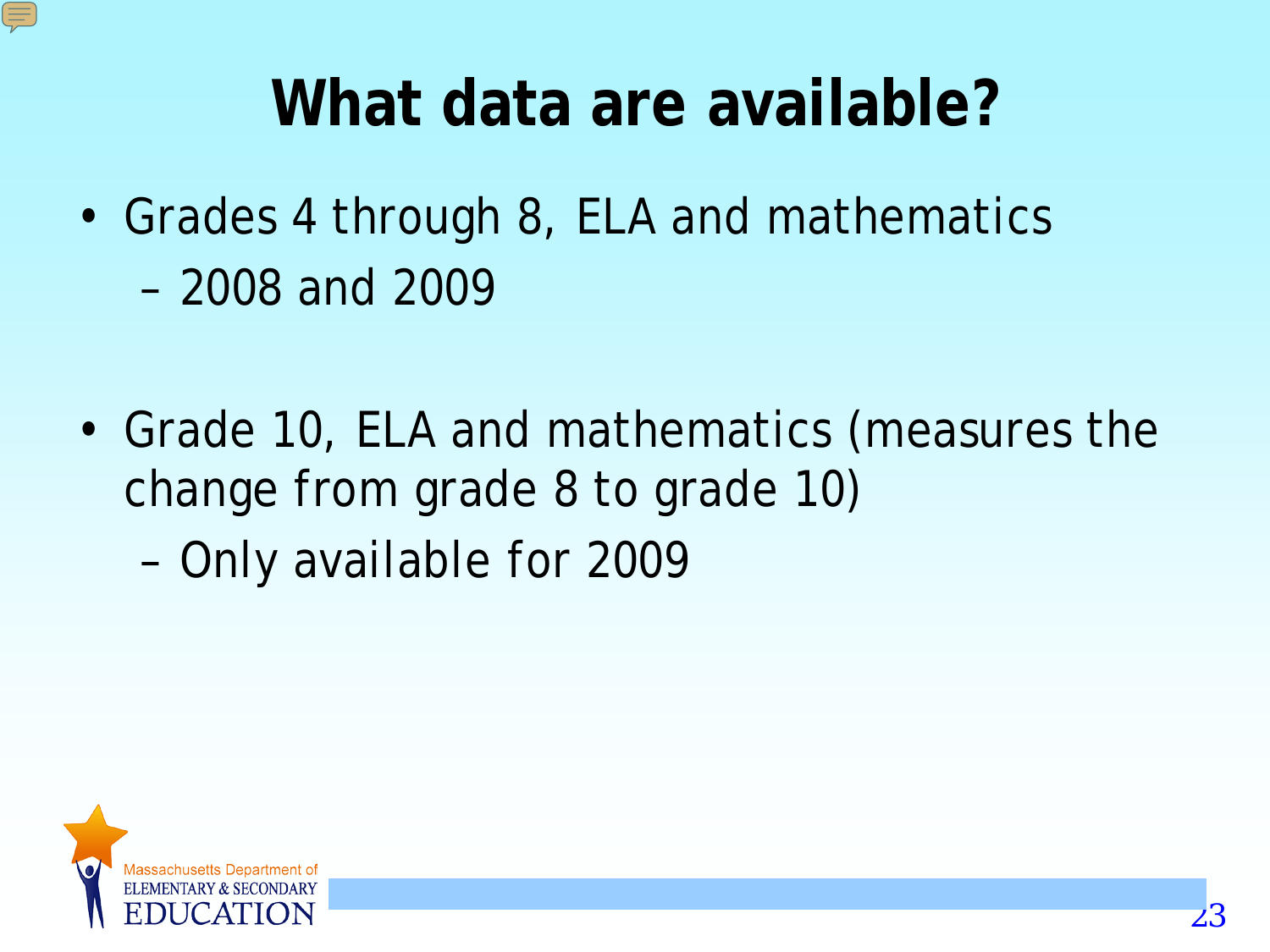# What data are available?

- Grades 4 through 8, ELA and mathematics
  - 2008 and 2009

- Grade 10, ELA and mathematics (measures the change from grade 8 to grade 10)
  - Only available for 2009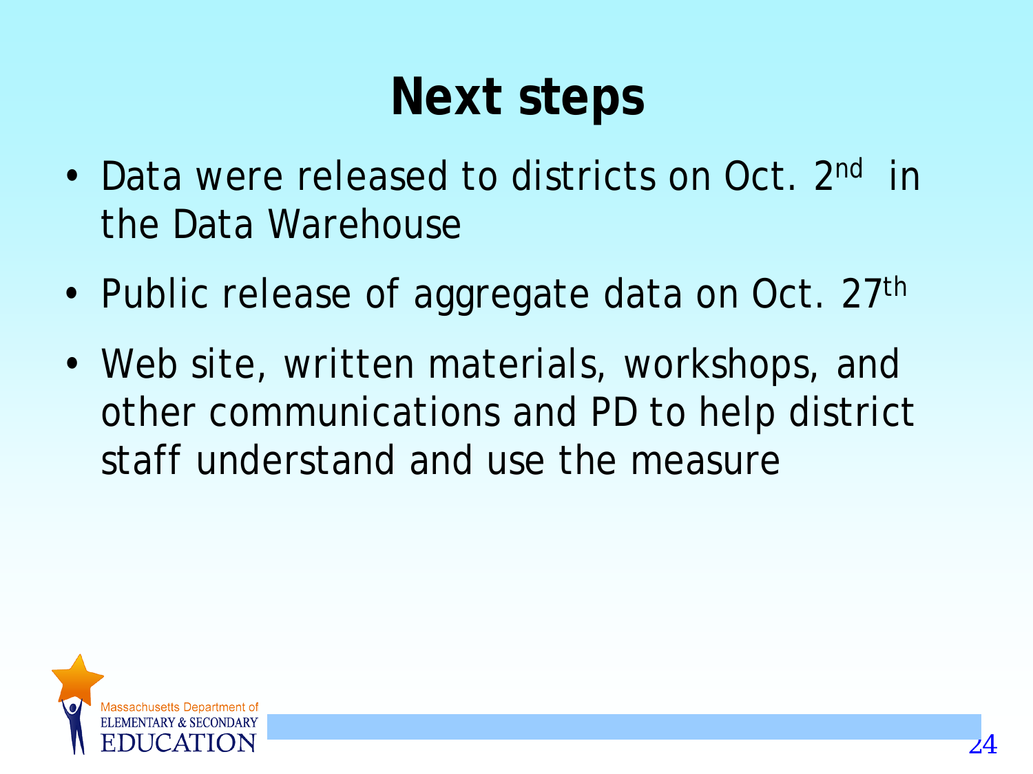# Next steps

- Data were released to districts on Oct. 2nd in the Data Warehouse
- Public release of aggregate data on Oct. 27th
- Web site, written materials, workshops, and other communications and PD to help district staff understand and use the measure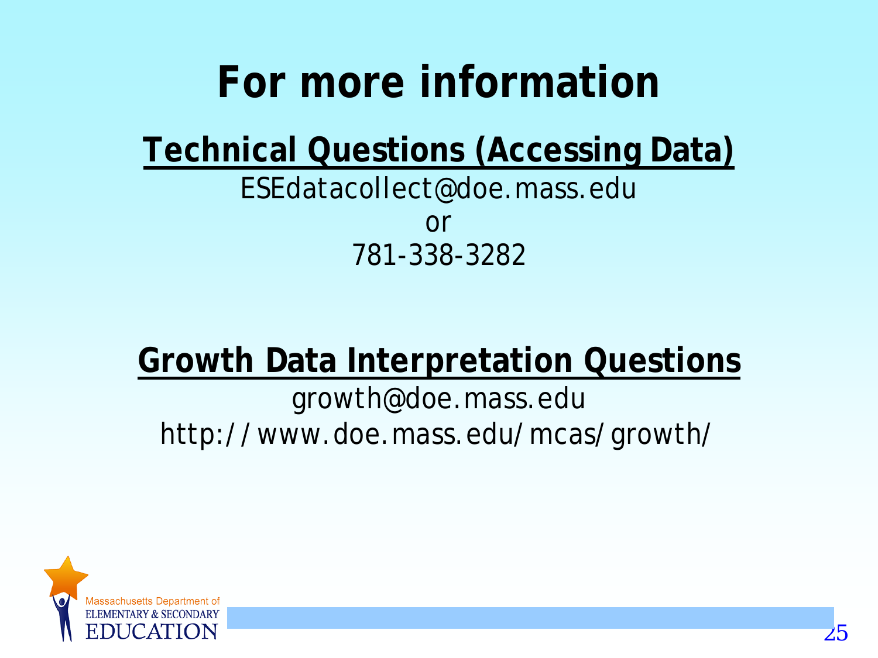# For more information

## Technical Questions (Accessing Data)

ESEdatacollect@doe.mass.edu

or

781-338-3282

## Growth Data Interpretation Questions

growth@doe.mass.edu

http://www.doe.mass.edu/mcas/growth/

Massachusetts Department of ELEMENTARY & SECONDARY EDUCATION